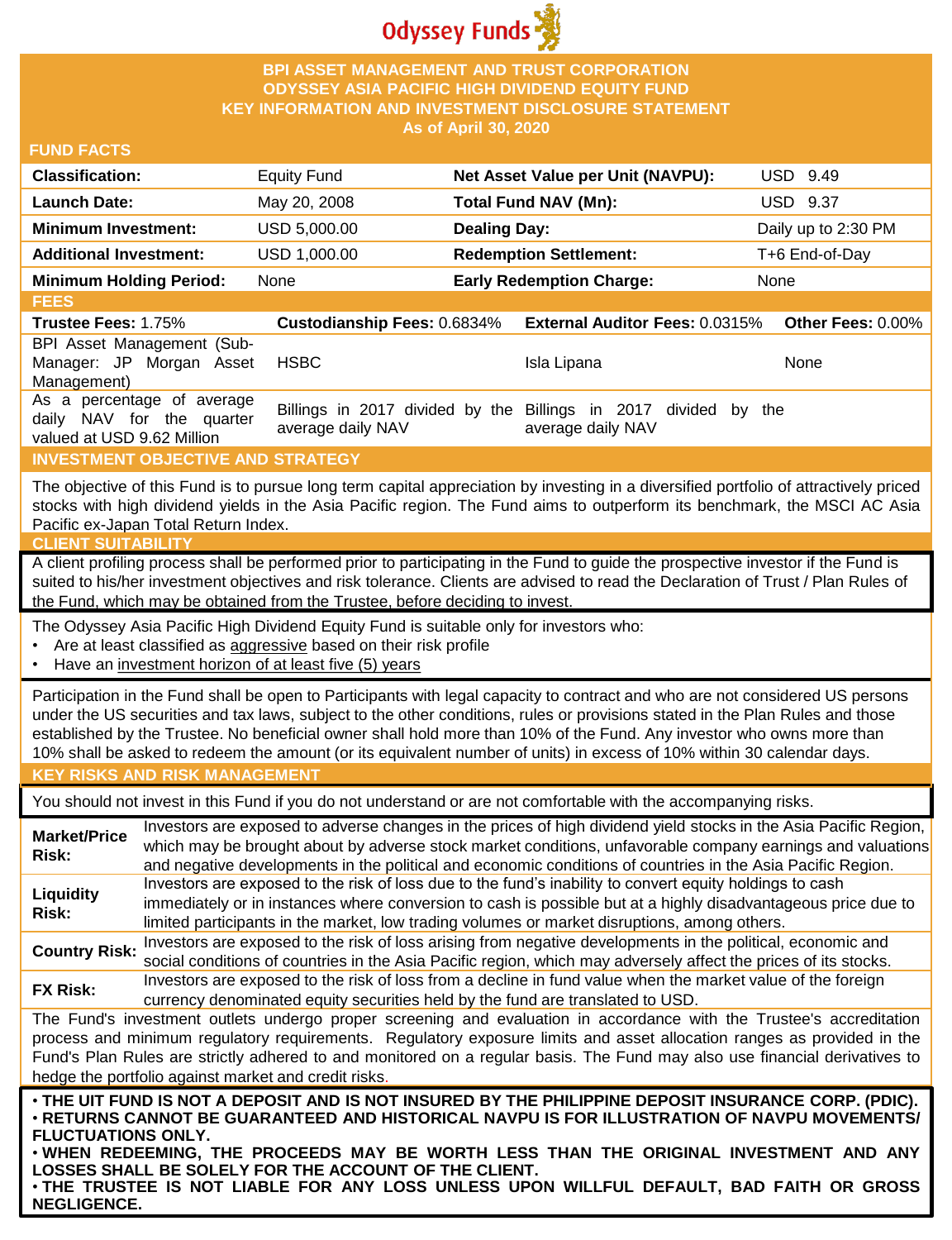Odyssey Funds

# BPI ASSET MANAGEMENT AND TRUST CORPORATION
# ODYSSEY ASIA PACIFIC HIGH DIVIDEND EQUITY FUND
# KEY INFORMATION AND INVESTMENT DISCLOSURE STATEMENT
**As of April 30, 2020**

## FUND FACTS

| | | | |
|---|---|---|---|
| **Classification:** | Equity Fund | **Net Asset Value per Unit (NAVPU):** | USD 9.49 |
| **Launch Date:** | May 20, 2008 | **Total Fund NAV (Mn):** | USD 9.37 |
| **Minimum Investment:** | USD 5,000.00 | **Dealing Day:** | Daily up to 2:30 PM |
| **Additional Investment:** | USD 1,000.00 | **Redemption Settlement:** | T+6 End-of-Day |
| **Minimum Holding Period:** | None | **Early Redemption Charge:** | None |

## FEES

| **Trustee Fees:** 1.75% | **Custodianship Fees:** 0.6834% | **External Auditor Fees:** 0.0315% | **Other Fees:** 0.00% |
|---|---|---|---|
| BPI Asset Management (Sub-Manager: JP Morgan Asset Management) | HSBC | Isla Lipana | None |
| As a percentage of average daily NAV for the quarter valued at USD 9.62 Million | Billings in 2017 divided by the average daily NAV | Billings in 2017 divided by the average daily NAV | |

## INVESTMENT OBJECTIVE AND STRATEGY

The objective of this Fund is to pursue long term capital appreciation by investing in a diversified portfolio of attractively priced stocks with high dividend yields in the Asia Pacific region. The Fund aims to outperform its benchmark, the MSCI AC Asia Pacific ex-Japan Total Return Index.

## CLIENT SUITABILITY

A client profiling process shall be performed prior to participating in the Fund to guide the prospective investor if the Fund is suited to his/her investment objectives and risk tolerance. Clients are advised to read the Declaration of Trust / Plan Rules of the Fund, which may be obtained from the Trustee, before deciding to invest.

The Odyssey Asia Pacific High Dividend Equity Fund is suitable only for investors who:

- Are at least classified as aggressive based on their risk profile
- Have an investment horizon of at least five (5) years

Participation in the Fund shall be open to Participants with legal capacity to contract and who are not considered US persons under the US securities and tax laws, subject to the other conditions, rules or provisions stated in the Plan Rules and those established by the Trustee. No beneficial owner shall hold more than 10% of the Fund. Any investor who owns more than 10% shall be asked to redeem the amount (or its equivalent number of units) in excess of 10% within 30 calendar days.

## KEY RISKS AND RISK MANAGEMENT

You should not invest in this Fund if you do not understand or are not comfortable with the accompanying risks.

| | |
|---|---|
| **Market/Price Risk:** | Investors are exposed to adverse changes in the prices of high dividend yield stocks in the Asia Pacific Region, which may be brought about by adverse stock market conditions, unfavorable company earnings and valuations and negative developments in the political and economic conditions of countries in the Asia Pacific Region. |
| **Liquidity Risk:** | Investors are exposed to the risk of loss due to the fund's inability to convert equity holdings to cash immediately or in instances where conversion to cash is possible but at a highly disadvantageous price due to limited participants in the market, low trading volumes or market disruptions, among others. |
| **Country Risk:** | Investors are exposed to the risk of loss arising from negative developments in the political, economic and social conditions of countries in the Asia Pacific region, which may adversely affect the prices of its stocks. |
| **FX Risk:** | Investors are exposed to the risk of loss from a decline in fund value when the market value of the foreign currency denominated equity securities held by the fund are translated to USD. |

The Fund's investment outlets undergo proper screening and evaluation in accordance with the Trustee's accreditation process and minimum regulatory requirements. Regulatory exposure limits and asset allocation ranges as provided in the Fund's Plan Rules are strictly adhered to and monitored on a regular basis. The Fund may also use financial derivatives to hedge the portfolio against market and credit risks.

- **THE UIT FUND IS NOT A DEPOSIT AND IS NOT INSURED BY THE PHILIPPINE DEPOSIT INSURANCE CORP. (PDIC).**
- **RETURNS CANNOT BE GUARANTEED AND HISTORICAL NAVPU IS FOR ILLUSTRATION OF NAVPU MOVEMENTS/ FLUCTUATIONS ONLY.**
- **WHEN REDEEMING, THE PROCEEDS MAY BE WORTH LESS THAN THE ORIGINAL INVESTMENT AND ANY LOSSES SHALL BE SOLELY FOR THE ACCOUNT OF THE CLIENT.**
- **THE TRUSTEE IS NOT LIABLE FOR ANY LOSS UNLESS UPON WILLFUL DEFAULT, BAD FAITH OR GROSS NEGLIGENCE.**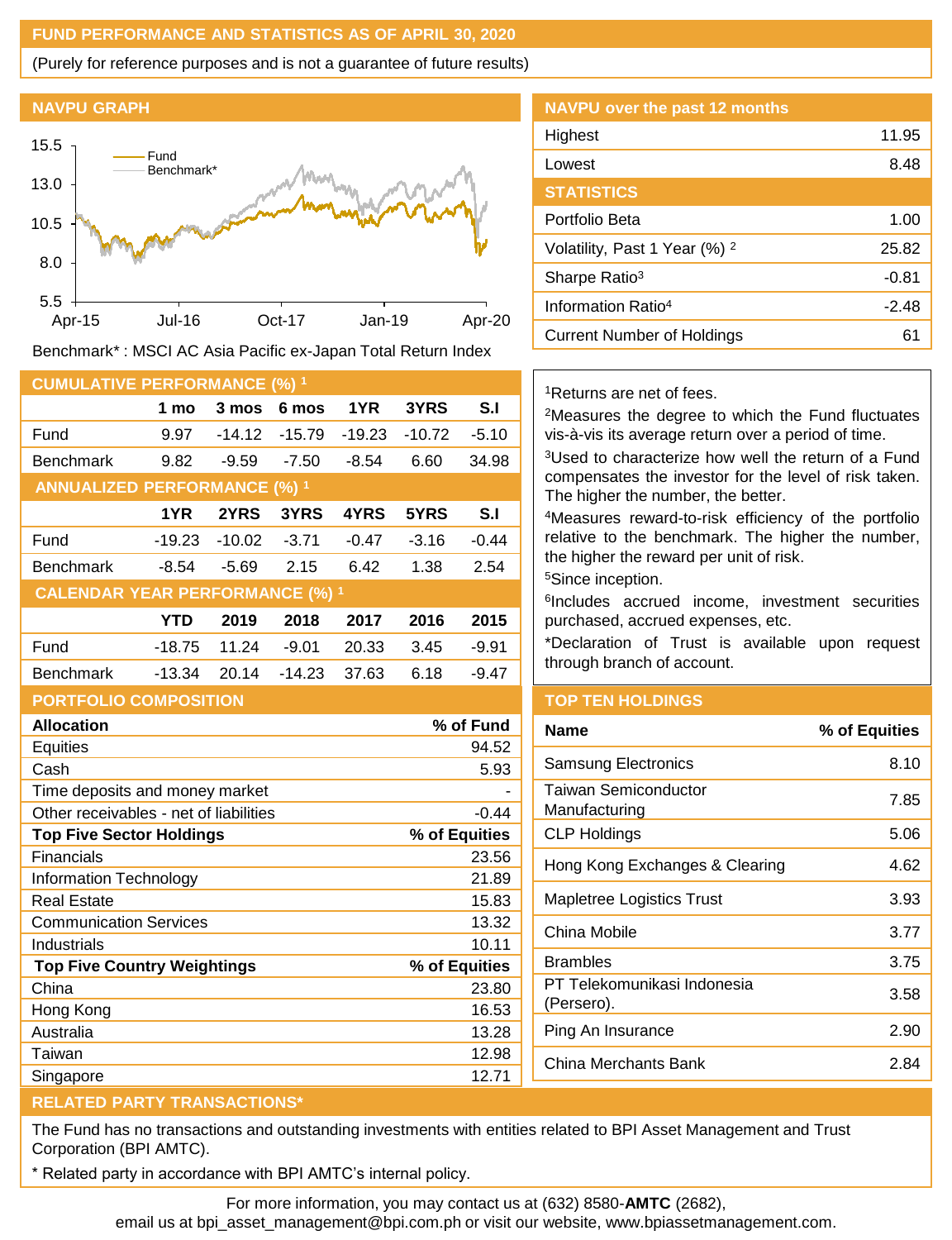## FUND PERFORMANCE AND STATISTICS AS OF APRIL 30, 2020

(Purely for reference purposes and is not a guarantee of future results)

### NAVPU GRAPH

Benchmark* : MSCI AC Asia Pacific ex-Japan Total Return Index

### NAVPU over the past 12 months

| | |
|---|---|
| Highest | 11.95 |
| Lowest | 8.48 |

### STATISTICS

| | |
|---|---|
| Portfolio Beta | 1.00 |
| Volatility, Past 1 Year (%) [2] | 25.82 |
| Sharpe Ratio[3] | -0.81 |
| Information Ratio[4] | -2.48 |
| Current Number of Holdings | 61 |

### CUMULATIVE PERFORMANCE (%) [1]

| | 1 mo | 3 mos | 6 mos | 1YR | 3YRS | S.I |
|---|---|---|---|---|---|---|
| Fund | 9.97 | -14.12 | -15.79 | -19.23 | -10.72 | -5.10 |
| Benchmark | 9.82 | -9.59 | -7.50 | -8.54 | 6.60 | 34.98 |

### ANNUALIZED PERFORMANCE (%) [1]

| | 1YR | 2YRS | 3YRS | 4YRS | 5YRS | S.I |
|---|---|---|---|---|---|---|
| Fund | -19.23 | -10.02 | -3.71 | -0.47 | -3.16 | -0.44 |
| Benchmark | -8.54 | -5.69 | 2.15 | 6.42 | 1.38 | 2.54 |

### CALENDAR YEAR PERFORMANCE (%) [1]

| | YTD | 2019 | 2018 | 2017 | 2016 | 2015 |
|---|---|---|---|---|---|---|
| Fund | -18.75 | 11.24 | -9.01 | 20.33 | 3.45 | -9.91 |
| Benchmark | -13.34 | 20.14 | -14.23 | 37.63 | 6.18 | -9.47 |

[1]Returns are net of fees.

[2]Measures the degree to which the Fund fluctuates vis-à-vis its average return over a period of time.

[3]Used to characterize how well the return of a Fund compensates the investor for the level of risk taken. The higher the number, the better.

[4]Measures reward-to-risk efficiency of the portfolio relative to the benchmark. The higher the number, the higher the reward per unit of risk.

[5]Since inception.

[6]Includes accrued income, investment securities purchased, accrued expenses, etc.

*Declaration of Trust is available upon request through branch of account.

### PORTFOLIO COMPOSITION

| Allocation | % of Fund |
|---|---|
| Equities | 94.52 |
| Cash | 5.93 |
| Time deposits and money market | - |
| Other receivables - net of liabilities | -0.44 |
| **Top Five Sector Holdings** | **% of Equities** |
| Financials | 23.56 |
| Information Technology | 21.89 |
| Real Estate | 15.83 |
| Communication Services | 13.32 |
| Industrials | 10.11 |
| **Top Five Country Weightings** | **% of Equities** |
| China | 23.80 |
| Hong Kong | 16.53 |
| Australia | 13.28 |
| Taiwan | 12.98 |
| Singapore | 12.71 |

### TOP TEN HOLDINGS

| Name | % of Equities |
|---|---|
| Samsung Electronics | 8.10 |
| Taiwan Semiconductor Manufacturing | 7.85 |
| CLP Holdings | 5.06 |
| Hong Kong Exchanges & Clearing | 4.62 |
| Mapletree Logistics Trust | 3.93 |
| China Mobile | 3.77 |
| Brambles | 3.75 |
| PT Telekomunikasi Indonesia (Persero). | 3.58 |
| Ping An Insurance | 2.90 |
| China Merchants Bank | 2.84 |

### RELATED PARTY TRANSACTIONS*

The Fund has no transactions and outstanding investments with entities related to BPI Asset Management and Trust Corporation (BPI AMTC).

* Related party in accordance with BPI AMTC's internal policy.

For more information, you may contact us at (632) 8580-**AMTC** (2682), email us at bpi_asset_management@bpi.com.ph or visit our website, www.bpiassetmanagement.com.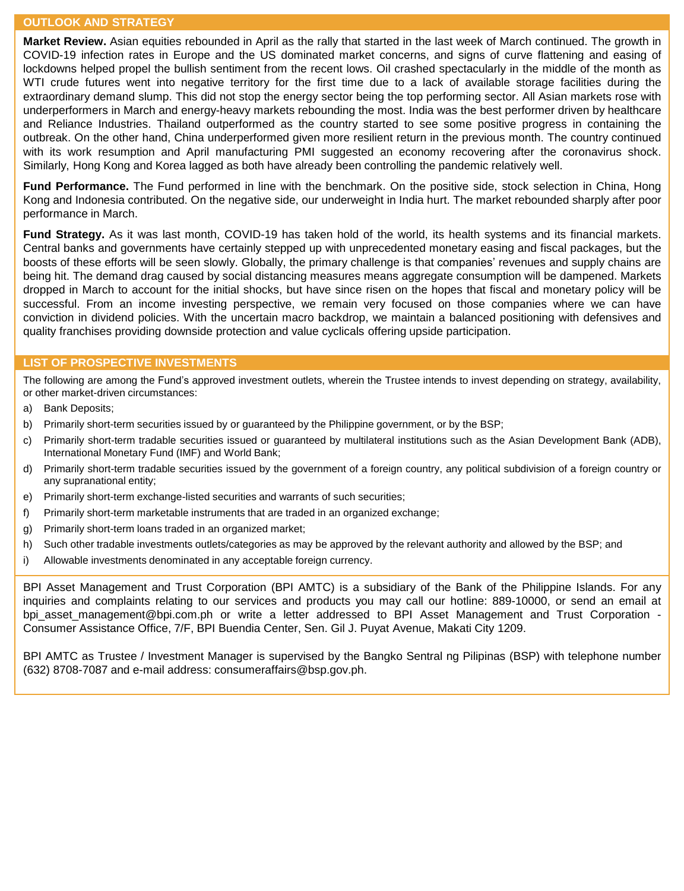## OUTLOOK AND STRATEGY

**Market Review.** Asian equities rebounded in April as the rally that started in the last week of March continued. The growth in COVID-19 infection rates in Europe and the US dominated market concerns, and signs of curve flattening and easing of lockdowns helped propel the bullish sentiment from the recent lows. Oil crashed spectacularly in the middle of the month as WTI crude futures went into negative territory for the first time due to a lack of available storage facilities during the extraordinary demand slump. This did not stop the energy sector being the top performing sector. All Asian markets rose with underperformers in March and energy-heavy markets rebounding the most. India was the best performer driven by healthcare and Reliance Industries. Thailand outperformed as the country started to see some positive progress in containing the outbreak. On the other hand, China underperformed given more resilient return in the previous month. The country continued with its work resumption and April manufacturing PMI suggested an economy recovering after the coronavirus shock. Similarly, Hong Kong and Korea lagged as both have already been controlling the pandemic relatively well.

**Fund Performance.** The Fund performed in line with the benchmark. On the positive side, stock selection in China, Hong Kong and Indonesia contributed. On the negative side, our underweight in India hurt. The market rebounded sharply after poor performance in March.

**Fund Strategy.** As it was last month, COVID-19 has taken hold of the world, its health systems and its financial markets. Central banks and governments have certainly stepped up with unprecedented monetary easing and fiscal packages, but the boosts of these efforts will be seen slowly. Globally, the primary challenge is that companies' revenues and supply chains are being hit. The demand drag caused by social distancing measures means aggregate consumption will be dampened. Markets dropped in March to account for the initial shocks, but have since risen on the hopes that fiscal and monetary policy will be successful. From an income investing perspective, we remain very focused on those companies where we can have conviction in dividend policies. With the uncertain macro backdrop, we maintain a balanced positioning with defensives and quality franchises providing downside protection and value cyclicals offering upside participation.

## LIST OF PROSPECTIVE INVESTMENTS

The following are among the Fund's approved investment outlets, wherein the Trustee intends to invest depending on strategy, availability, or other market-driven circumstances:

a) Bank Deposits;
b) Primarily short-term securities issued by or guaranteed by the Philippine government, or by the BSP;
c) Primarily short-term tradable securities issued or guaranteed by multilateral institutions such as the Asian Development Bank (ADB), International Monetary Fund (IMF) and World Bank;
d) Primarily short-term tradable securities issued by the government of a foreign country, any political subdivision of a foreign country or any supranational entity;
e) Primarily short-term exchange-listed securities and warrants of such securities;
f) Primarily short-term marketable instruments that are traded in an organized exchange;
g) Primarily short-term loans traded in an organized market;
h) Such other tradable investments outlets/categories as may be approved by the relevant authority and allowed by the BSP; and
i) Allowable investments denominated in any acceptable foreign currency.

BPI Asset Management and Trust Corporation (BPI AMTC) is a subsidiary of the Bank of the Philippine Islands. For any inquiries and complaints relating to our services and products you may call our hotline: 889-10000, or send an email at bpi_asset_management@bpi.com.ph or write a letter addressed to BPI Asset Management and Trust Corporation - Consumer Assistance Office, 7/F, BPI Buendia Center, Sen. Gil J. Puyat Avenue, Makati City 1209.

BPI AMTC as Trustee / Investment Manager is supervised by the Bangko Sentral ng Pilipinas (BSP) with telephone number (632) 8708-7087 and e-mail address: consumeraffairs@bsp.gov.ph.